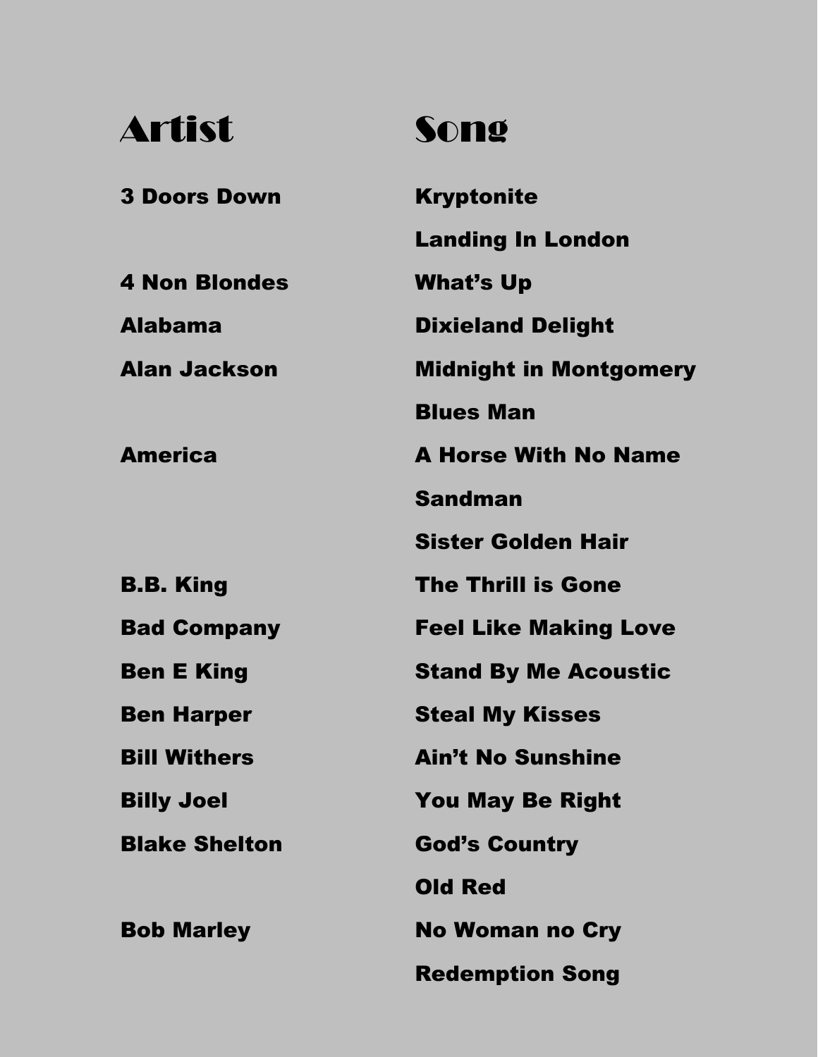| Artist | Song |
| --- | --- |
| 3 Doors Down | Kryptonite |
| | Landing In London |
| 4 Non Blondes | What's Up |
| Alabama | Dixieland Delight |
| Alan Jackson | Midnight in Montgomery |
| | Blues Man |
| America | A Horse With No Name |
| | Sandman |
| | Sister Golden Hair |
| B.B. King | The Thrill is Gone |
| Bad Company | Feel Like Making Love |
| Ben E King | Stand By Me Acoustic |
| Ben Harper | Steal My Kisses |
| Bill Withers | Ain't No Sunshine |
| Billy Joel | You May Be Right |
| Blake Shelton | God's Country |
| | Old Red |
| Bob Marley | No Woman no Cry |
| | Redemption Song |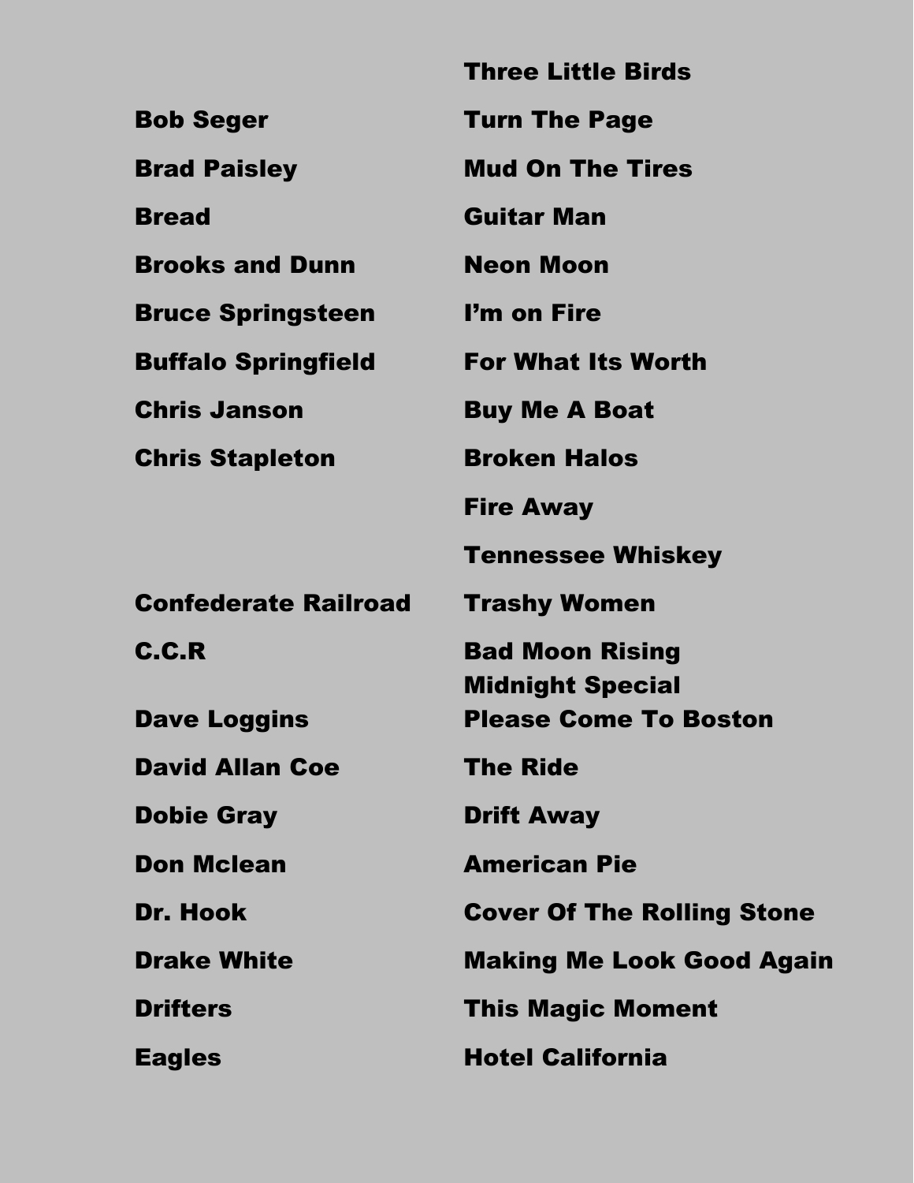| | |
|---|---|
| | **Three Little Birds** |
| **Bob Seger** | **Turn The Page** |
| **Brad Paisley** | **Mud On The Tires** |
| **Bread** | **Guitar Man** |
| **Brooks and Dunn** | **Neon Moon** |
| **Bruce Springsteen** | **I'm on Fire** |
| **Buffalo Springfield** | **For What Its Worth** |
| **Chris Janson** | **Buy Me A Boat** |
| **Chris Stapleton** | **Broken Halos** |
| | **Fire Away** |
| | **Tennessee Whiskey** |
| **Confederate Railroad** | **Trashy Women** |
| **C.C.R** | **Bad Moon Rising** |
| | **Midnight Special** |
| **Dave Loggins** | **Please Come To Boston** |
| **David Allan Coe** | **The Ride** |
| **Dobie Gray** | **Drift Away** |
| **Don Mclean** | **American Pie** |
| **Dr. Hook** | **Cover Of The Rolling Stone** |
| **Drake White** | **Making Me Look Good Again** |
| **Drifters** | **This Magic Moment** |
| **Eagles** | **Hotel California** |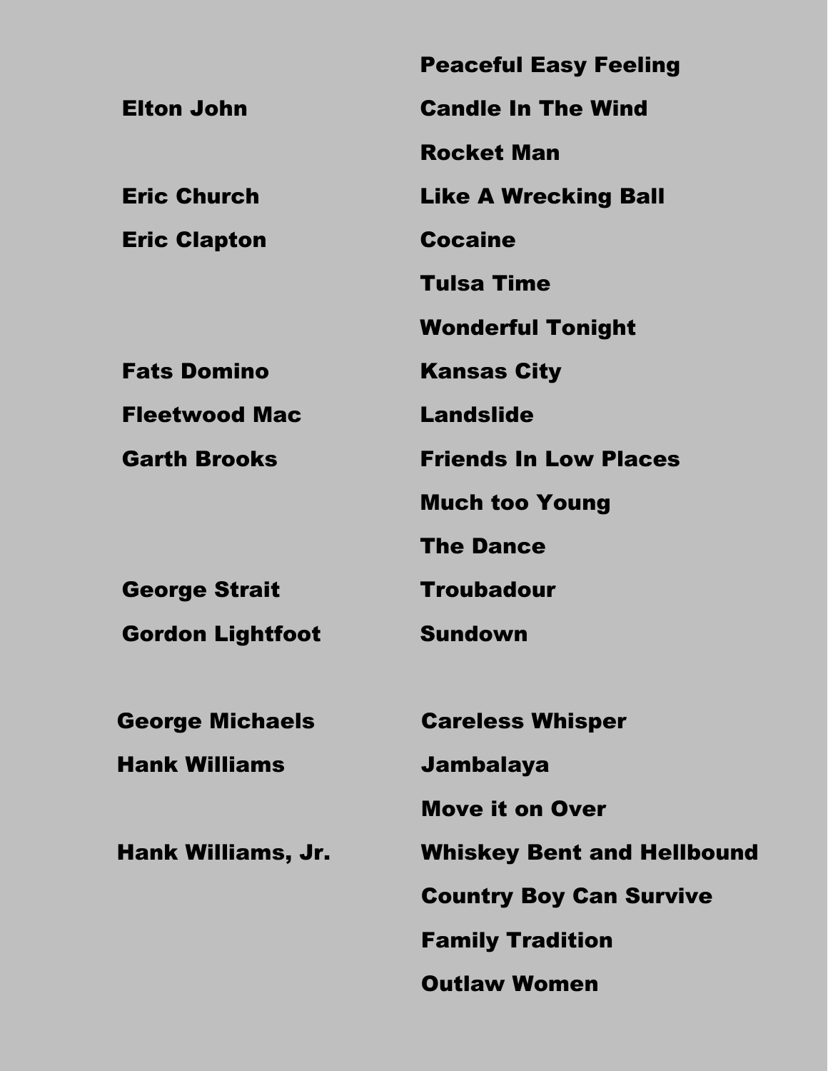| Artist | Song |
| --- | --- |
| | Peaceful Easy Feeling |
| Elton John | Candle In The Wind |
| | Rocket Man |
| Eric Church | Like A Wrecking Ball |
| Eric Clapton | Cocaine |
| | Tulsa Time |
| | Wonderful Tonight |
| Fats Domino | Kansas City |
| Fleetwood Mac | Landslide |
| Garth Brooks | Friends In Low Places |
| | Much too Young |
| | The Dance |
| George Strait | Troubadour |
| Gordon Lightfoot | Sundown |
| | |
| George Michaels | Careless Whisper |
| Hank Williams | Jambalaya |
| | Move it on Over |
| Hank Williams, Jr. | Whiskey Bent and Hellbound |
| | Country Boy Can Survive |
| | Family Tradition |
| | Outlaw Women |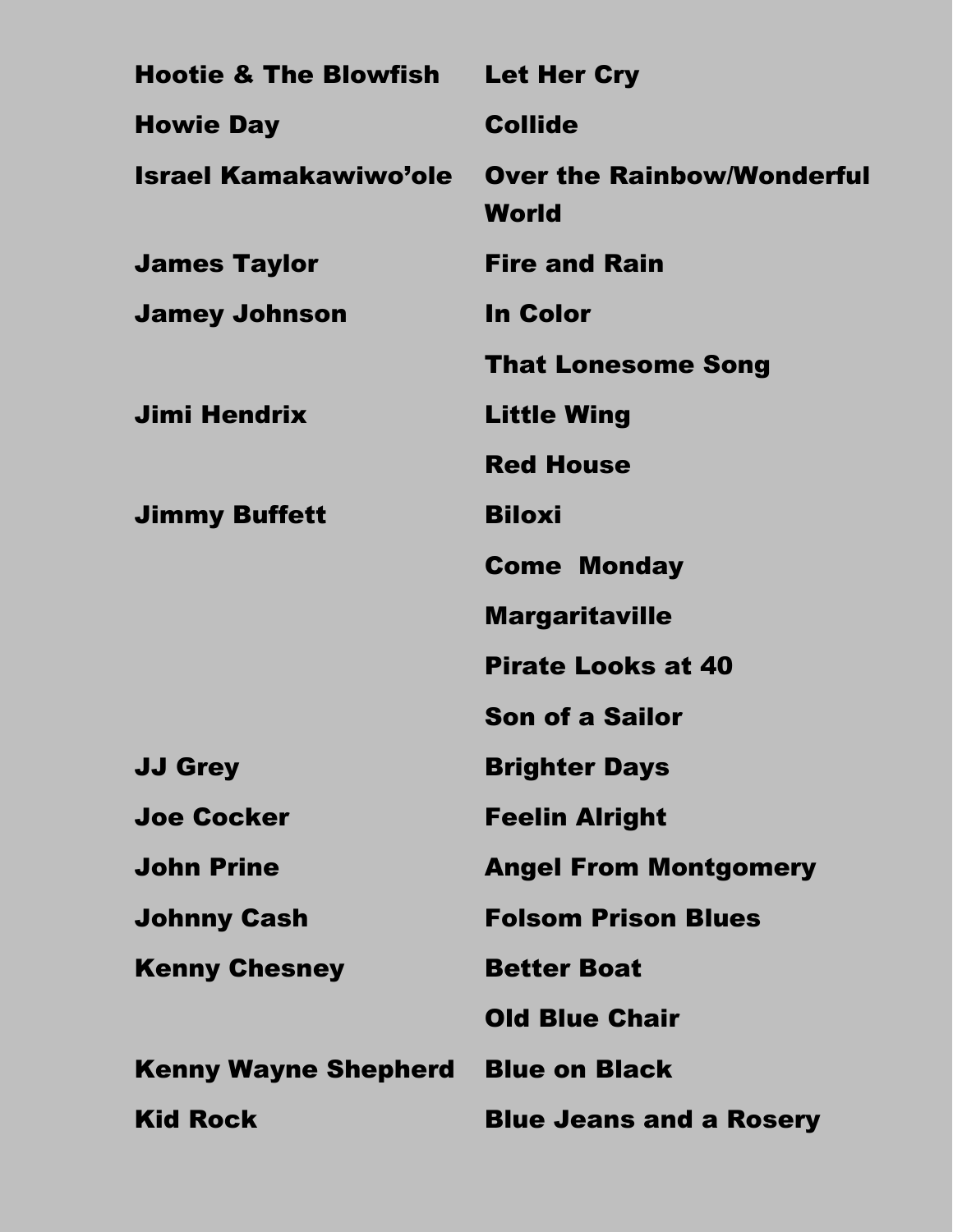| | |
|---|---|
| Hootie & The Blowfish | Let Her Cry |
| Howie Day | Collide |
| Israel Kamakawiwo'ole | Over the Rainbow/Wonderful World |
| James Taylor | Fire and Rain |
| Jamey Johnson | In Color |
| | That Lonesome Song |
| Jimi Hendrix | Little Wing |
| | Red House |
| Jimmy Buffett | Biloxi |
| | Come Monday |
| | Margaritaville |
| | Pirate Looks at 40 |
| | Son of a Sailor |
| JJ Grey | Brighter Days |
| Joe Cocker | Feelin Alright |
| John Prine | Angel From Montgomery |
| Johnny Cash | Folsom Prison Blues |
| Kenny Chesney | Better Boat |
| | Old Blue Chair |
| Kenny Wayne Shepherd | Blue on Black |
| Kid Rock | Blue Jeans and a Rosery |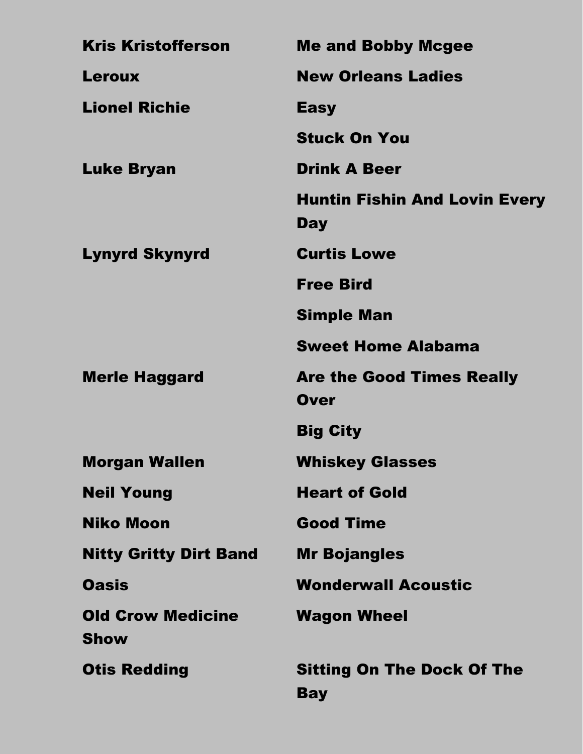| | |
|---|---|
| Kris Kristofferson | Me and Bobby Mcgee |
| Leroux | New Orleans Ladies |
| Lionel Richie | Easy |
| | Stuck On You |
| Luke Bryan | Drink A Beer |
| | Huntin Fishin And Lovin Every Day |
| Lynyrd Skynyrd | Curtis Lowe |
| | Free Bird |
| | Simple Man |
| | Sweet Home Alabama |
| Merle Haggard | Are the Good Times Really Over |
| | Big City |
| Morgan Wallen | Whiskey Glasses |
| Neil Young | Heart of Gold |
| Niko Moon | Good Time |
| Nitty Gritty Dirt Band | Mr Bojangles |
| Oasis | Wonderwall Acoustic |
| Old Crow Medicine Show | Wagon Wheel |
| Otis Redding | Sitting On The Dock Of The Bay |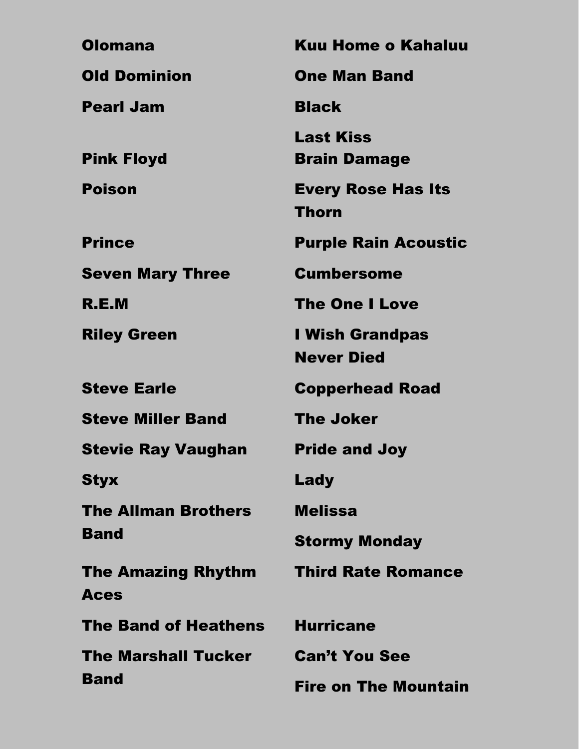| Artist | Song |
| --- | --- |
| Olomana | Kuu Home o Kahaluu |
| Old Dominion | One Man Band |
| Pearl Jam | Black |
| | Last Kiss |
| Pink Floyd | Brain Damage |
| Poison | Every Rose Has Its Thorn |
| Prince | Purple Rain Acoustic |
| Seven Mary Three | Cumbersome |
| R.E.M | The One I Love |
| Riley Green | I Wish Grandpas Never Died |
| Steve Earle | Copperhead Road |
| Steve Miller Band | The Joker |
| Stevie Ray Vaughan | Pride and Joy |
| Styx | Lady |
| The Allman Brothers Band | Melissa |
| | Stormy Monday |
| The Amazing Rhythm Aces | Third Rate Romance |
| The Band of Heathens | Hurricane |
| The Marshall Tucker Band | Can't You See |
| | Fire on The Mountain |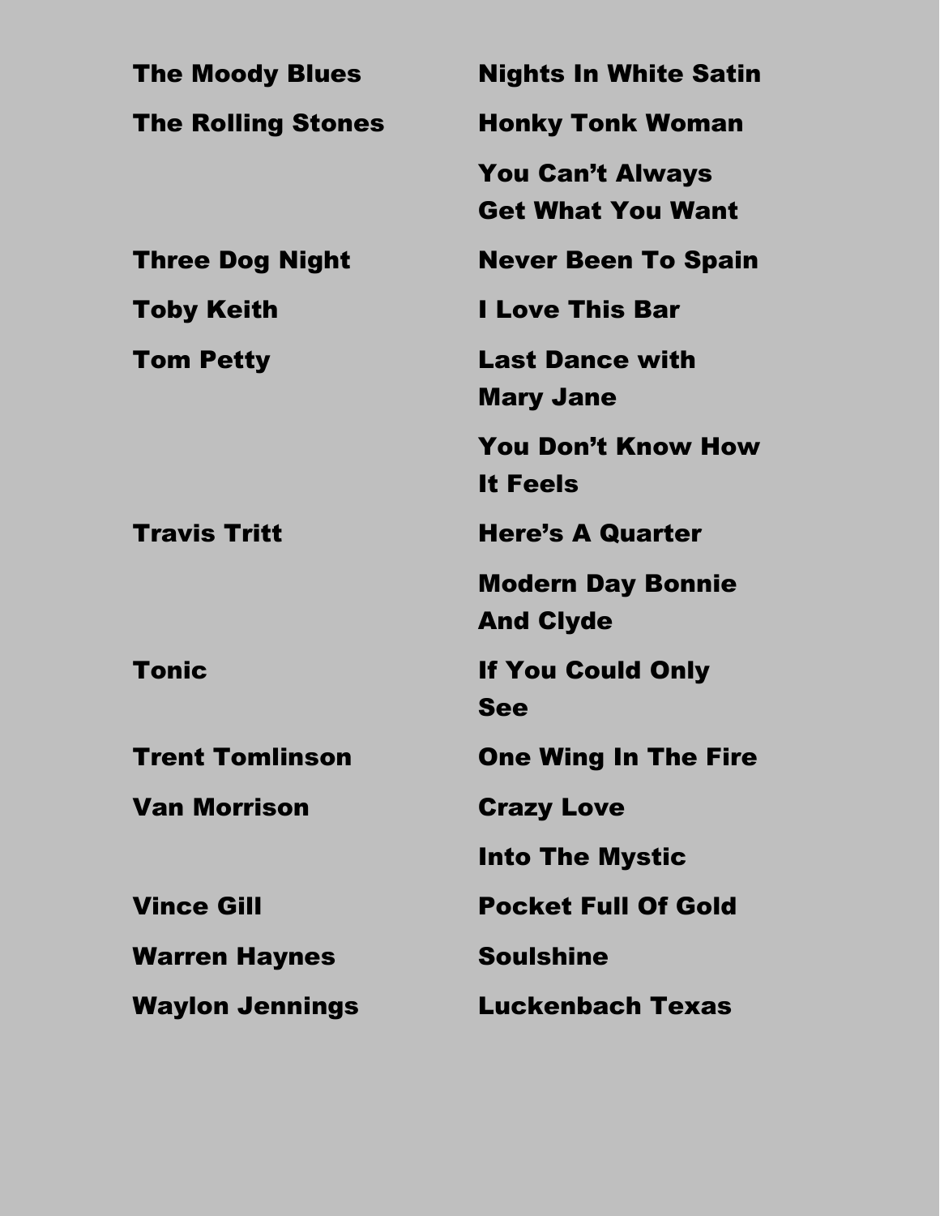| | |
|---|---|
| **The Moody Blues** | **Nights In White Satin** |
| **The Rolling Stones** | **Honky Tonk Woman** |
| | **You Can't Always Get What You Want** |
| **Three Dog Night** | **Never Been To Spain** |
| **Toby Keith** | **I Love This Bar** |
| **Tom Petty** | **Last Dance with Mary Jane** |
| | **You Don't Know How It Feels** |
| **Travis Tritt** | **Here's A Quarter** |
| | **Modern Day Bonnie And Clyde** |
| **Tonic** | **If You Could Only See** |
| **Trent Tomlinson** | **One Wing In The Fire** |
| **Van Morrison** | **Crazy Love** |
| | **Into The Mystic** |
| **Vince Gill** | **Pocket Full Of Gold** |
| **Warren Haynes** | **Soulshine** |
| **Waylon Jennings** | **Luckenbach Texas** |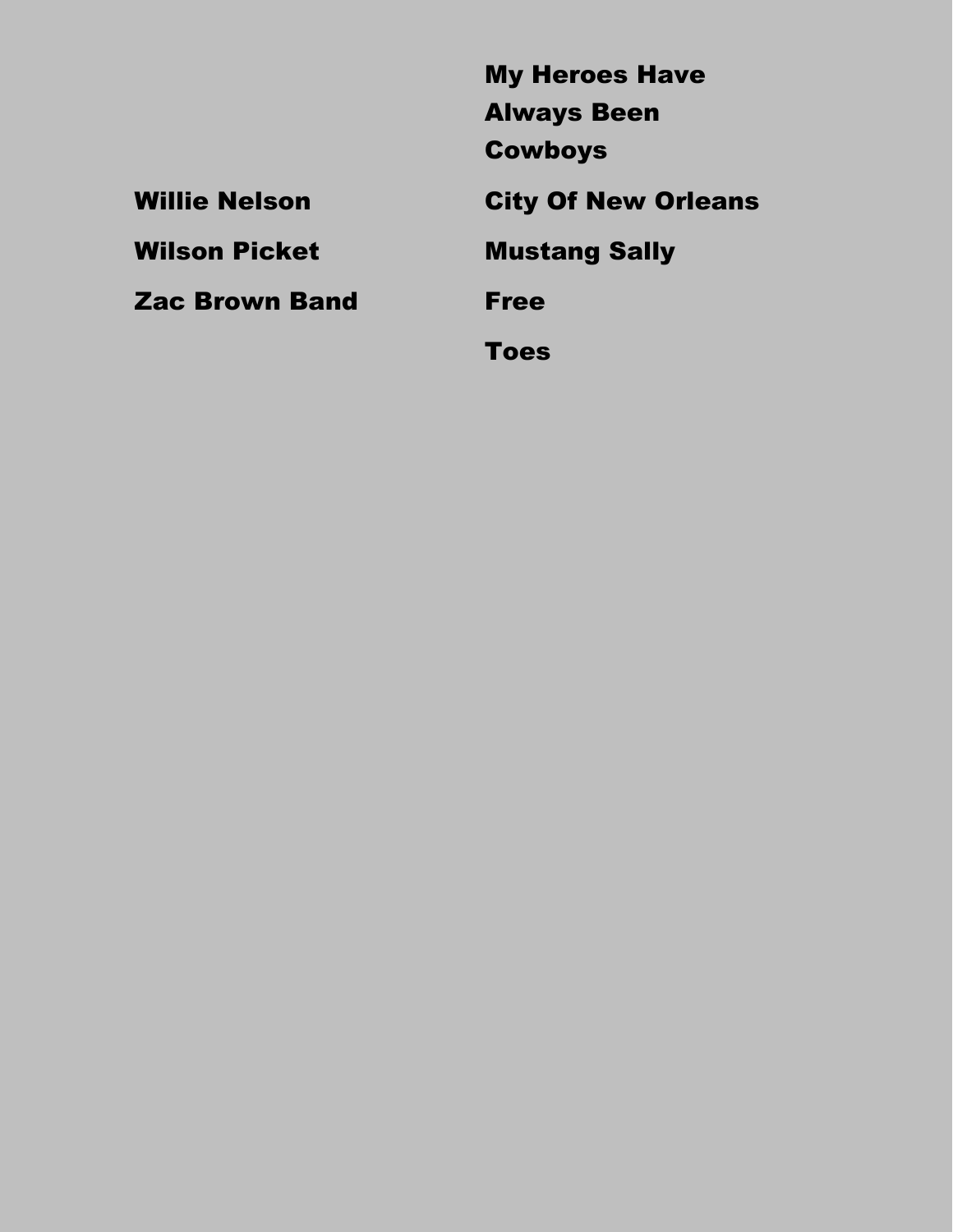| | |
|---|---|
| | **My Heroes Have Always Been Cowboys** |
| **Willie Nelson** | **City Of New Orleans** |
| **Wilson Picket** | **Mustang Sally** |
| **Zac Brown Band** | **Free** |
| | **Toes** |